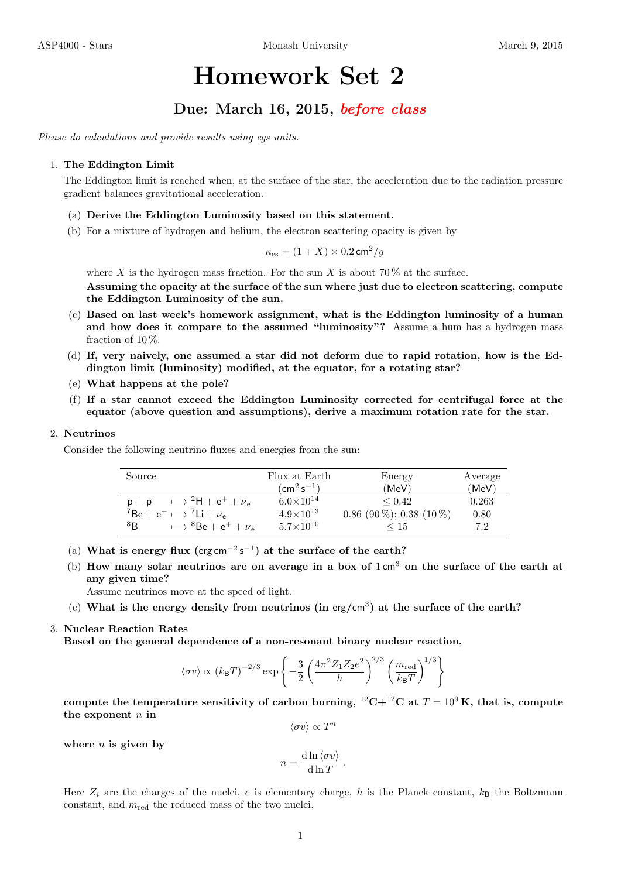# Homework Set 2

## Due: March 16, 2015, *before class*

*Please do calculations and provide results using cgs units.*

1. **The Eddington Limit**

   The Eddington limit is reached when, at the surface of the star, the acceleration due to the radiation pressure gradient balances gravitational acceleration.

   (a) **Derive the Eddington Luminosity based on this statement.**

   (b) For a mixture of hydrogen and helium, the electron scattering opacity is given by

   $$\kappa_{\mathrm{es}} = (1 + X) \times 0.2\,\mathrm{cm}^2/g$$

   where $X$ is the hydrogen mass fraction. For the sun $X$ is about 70 % at the surface.
   **Assuming the opacity at the surface of the sun where just due to electron scattering, compute the Eddington Luminosity of the sun.**

   (c) **Based on last week's homework assignment, what is the Eddington luminosity of a human and how does it compare to the assumed "luminosity"?** Assume a hum has a hydrogen mass fraction of 10 %.

   (d) **If, very naively, one assumed a star did not deform due to rapid rotation, how is the Eddington limit (luminosity) modified, at the equator, for a rotating star?**

   (e) **What happens at the pole?**

   (f) **If a star cannot exceed the Eddington Luminosity corrected for centrifugal force at the equator (above question and assumptions), derive a maximum rotation rate for the star.**

2. **Neutrinos**

   Consider the following neutrino fluxes and energies from the sun:

   | Source | Flux at Earth ($\mathrm{cm}^2\,\mathrm{s}^{-1}$) | Energy (MeV) | Average (MeV) |
   |---|---|---|---|
   | $\mathrm{p} + \mathrm{p} \longmapsto {}^2\mathrm{H} + \mathrm{e}^+ + \nu_\mathrm{e}$ | $6.0{\times}10^{14}$ | $\leq 0.42$ | 0.263 |
   | ${}^7\mathrm{Be} + \mathrm{e}^- \longmapsto {}^7\mathrm{Li} + \nu_\mathrm{e}$ | $4.9{\times}10^{13}$ | 0.86 (90 %); 0.38 (10 %) | 0.80 |
   | ${}^8\mathrm{B} \longmapsto {}^8\mathrm{Be} + \mathrm{e}^+ + \nu_\mathrm{e}$ | $5.7{\times}10^{10}$ | $\leq 15$ | 7.2 |

   (a) **What is energy flux ($\mathrm{erg\,cm^{-2}\,s^{-1}}$) at the surface of the earth?**

   (b) **How many solar neutrinos are on average in a box of $1\,\mathrm{cm}^3$ on the surface of the earth at any given time?**
   Assume neutrinos move at the speed of light.

   (c) **What is the energy density from neutrinos (in $\mathrm{erg/cm}^3$) at the surface of the earth?**

3. **Nuclear Reaction Rates**

   **Based on the general dependence of a non-resonant binary nuclear reaction,**

   $$\langle \sigma v \rangle \propto (k_\mathrm{B} T)^{-2/3} \exp\left\{ -\frac{3}{2} \left( \frac{4\pi^2 Z_1 Z_2 e^2}{h} \right)^{2/3} \left( \frac{m_\mathrm{red}}{k_\mathrm{B} T} \right)^{1/3} \right\}$$

   **compute the temperature sensitivity of carbon burning, ${}^{12}\mathrm{C}+{}^{12}\mathrm{C}$ at $T = 10^9\,\mathrm{K}$, that is, compute the exponent $n$ in**

   $$\langle \sigma v \rangle \propto T^n$$

   **where $n$ is given by**

   $$n = \frac{\mathrm{d} \ln \langle \sigma v \rangle}{\mathrm{d} \ln T}\,.$$

   Here $Z_i$ are the charges of the nuclei, $e$ is elementary charge, $h$ is the Planck constant, $k_\mathrm{B}$ the Boltzmann constant, and $m_\mathrm{red}$ the reduced mass of the two nuclei.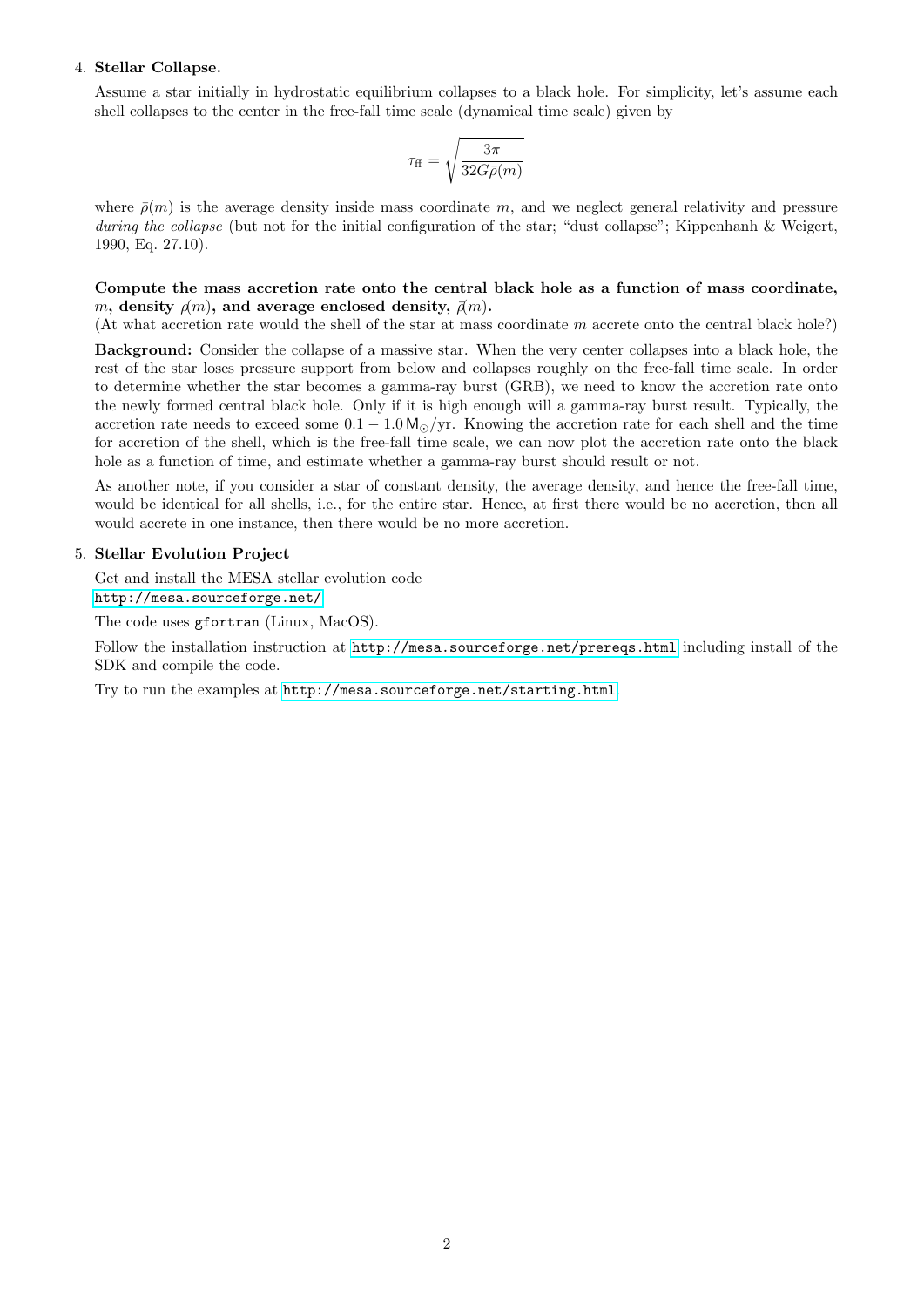4. **Stellar Collapse.**

   Assume a star initially in hydrostatic equilibrium collapses to a black hole. For simplicity, let's assume each shell collapses to the center in the free-fall time scale (dynamical time scale) given by

   $$\tau_{\mathrm{ff}} = \sqrt{\frac{3\pi}{32 G \bar{\rho}(m)}}$$

   where $\bar{\rho}(m)$ is the average density inside mass coordinate $m$, and we neglect general relativity and pressure *during the collapse* (but not for the initial configuration of the star; "dust collapse"; Kippenhanh & Weigert, 1990, Eq. 27.10).

   **Compute the mass accretion rate onto the central black hole as a function of mass coordinate, $m$, density $\rho(m)$, and average enclosed density, $\bar{\rho}(m)$.**
   (At what accretion rate would the shell of the star at mass coordinate $m$ accrete onto the central black hole?)

   **Background:** Consider the collapse of a massive star. When the very center collapses into a black hole, the rest of the star loses pressure support from below and collapses roughly on the free-fall time scale. In order to determine whether the star becomes a gamma-ray burst (GRB), we need to know the accretion rate onto the newly formed central black hole. Only if it is high enough will a gamma-ray burst result. Typically, the accretion rate needs to exceed some $0.1 - 1.0\,\mathrm{M}_{\odot}/\mathrm{yr}$. Knowing the accretion rate for each shell and the time for accretion of the shell, which is the free-fall time scale, we can now plot the accretion rate onto the black hole as a function of time, and estimate whether a gamma-ray burst should result or not.

   As another note, if you consider a star of constant density, the average density, and hence the free-fall time, would be identical for all shells, i.e., for the entire star. Hence, at first there would be no accretion, then all would accrete in one instance, then there would be no more accretion.

5. **Stellar Evolution Project**

   Get and install the MESA stellar evolution code
   http://mesa.sourceforge.net/

   The code uses `gfortran` (Linux, MacOS).

   Follow the installation instruction at http://mesa.sourceforge.net/prereqs.html including install of the SDK and compile the code.

   Try to run the examples at http://mesa.sourceforge.net/starting.html